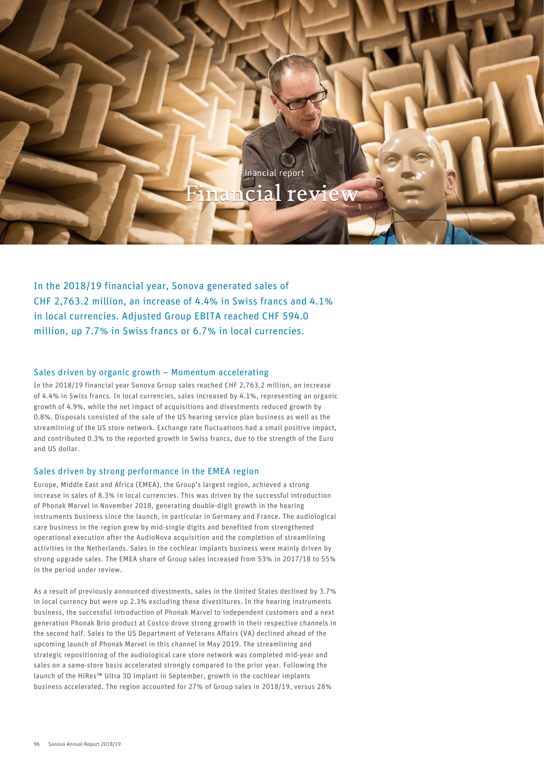Financial report

# Financial review

In the 2018/19 financial year, Sonova generated sales of CHF 2,763.2 million, an increase of 4.4% in Swiss francs and 4.1% in local currencies. Adjusted Group EBITA reached CHF 594.0 million, up 7.7% in Swiss francs or 6.7% in local currencies.

## Sales driven by organic growth – Momentum accelerating

In the 2018/19 financial year Sonova Group sales reached CHF 2,763.2 million, an increase of 4.4% in Swiss francs. In local currencies, sales increased by 4.1%, representing an organic growth of 4.9%, while the net impact of acquisitions and divestments reduced growth by 0.8%. Disposals consisted of the sale of the US hearing service plan business as well as the streamlining of the US store network. Exchange rate fluctuations had a small positive impact, and contributed 0.3% to the reported growth in Swiss francs, due to the strength of the Euro and US dollar.

## Sales driven by strong performance in the EMEA region

Europe, Middle East and Africa (EMEA), the Group's largest region, achieved a strong increase in sales of 8.3% in local currencies. This was driven by the successful introduction of Phonak Marvel in November 2018, generating double-digit growth in the hearing instruments business since the launch, in particular in Germany and France. The audiological care business in the region grew by mid-single digits and benefited from strengthened operational execution after the AudioNova acquisition and the completion of streamlining activities in the Netherlands. Sales in the cochlear implants business were mainly driven by strong upgrade sales. The EMEA share of Group sales increased from 53% in 2017/18 to 55% in the period under review.

As a result of previously announced divestments, sales in the United States declined by 3.7% in local currency but were up 2.3% excluding these divestitures. In the hearing instruments business, the successful introduction of Phonak Marvel to independent customers and a next generation Phonak Brio product at Costco drove strong growth in their respective channels in the second half. Sales to the US Department of Veterans Affairs (VA) declined ahead of the upcoming launch of Phonak Marvel in this channel in May 2019. The streamlining and strategic repositioning of the audiological care store network was completed mid-year and sales on a same-store basis accelerated strongly compared to the prior year. Following the launch of the HiRes™ Ultra 3D implant in September, growth in the cochlear implants business accelerated. The region accounted for 27% of Group sales in 2018/19, versus 28%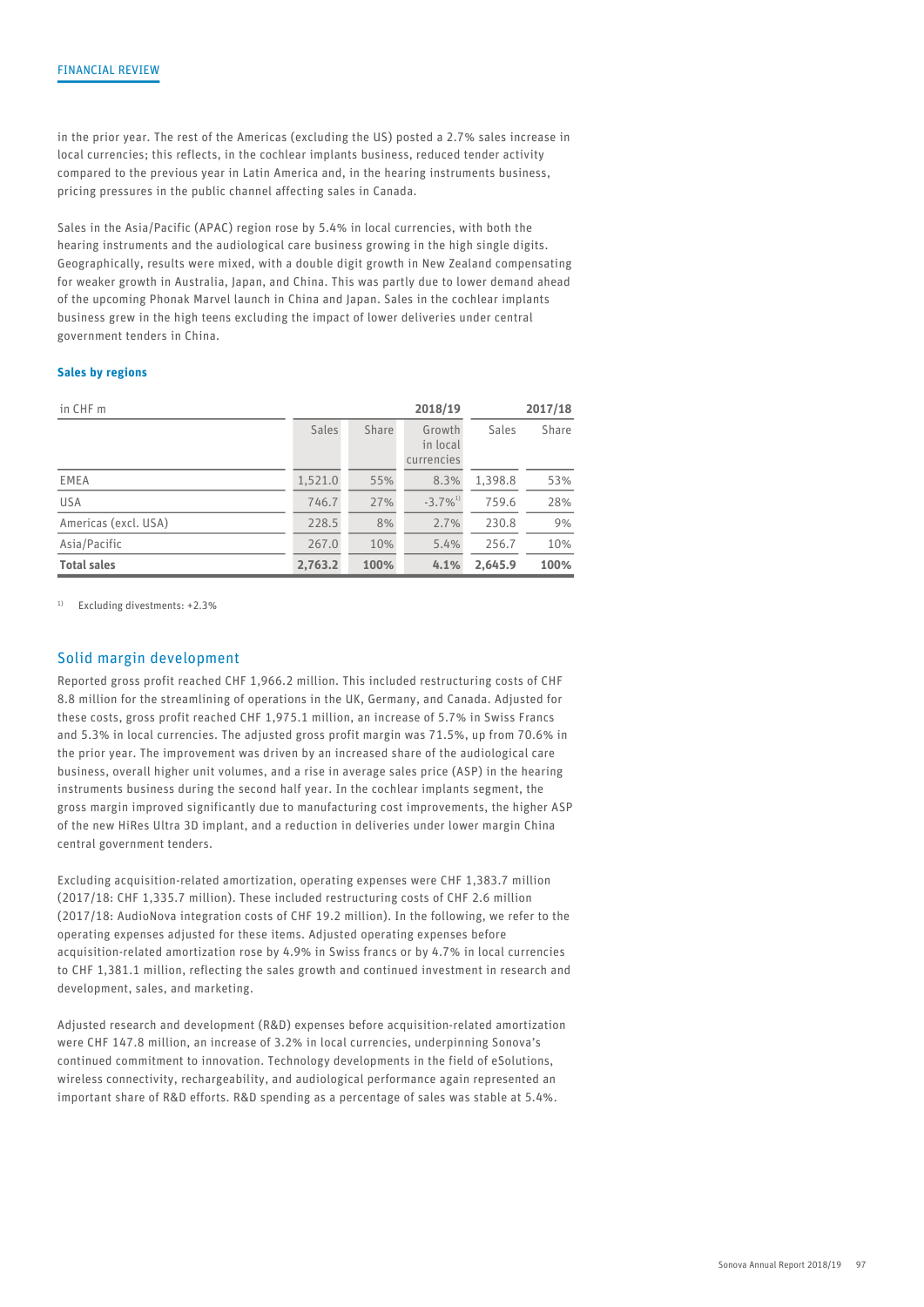in the prior year. The rest of the Americas (excluding the US) posted a 2.7% sales increase in local currencies; this reflects, in the cochlear implants business, reduced tender activity compared to the previous year in Latin America and, in the hearing instruments business, pricing pressures in the public channel affecting sales in Canada.

Sales in the Asia/Pacific (APAC) region rose by 5.4% in local currencies, with both the hearing instruments and the audiological care business growing in the high single digits. Geographically, results were mixed, with a double digit growth in New Zealand compensating for weaker growth in Australia, Japan, and China. This was partly due to lower demand ahead of the upcoming Phonak Marvel launch in China and Japan. Sales in the cochlear implants business grew in the high teens excluding the impact of lower deliveries under central government tenders in China.

### Sales by regions

| in CHF m | | | 2018/19 | | 2017/18 |
|---|---|---|---|---|---|
| | Sales | Share | Growth in local currencies | Sales | Share |
| EMEA | 1,521.0 | 55% | 8.3% | 1,398.8 | 53% |
| USA | 746.7 | 27% | -3.7%[1] | 759.6 | 28% |
| Americas (excl. USA) | 228.5 | 8% | 2.7% | 230.8 | 9% |
| Asia/Pacific | 267.0 | 10% | 5.4% | 256.7 | 10% |
| **Total sales** | **2,763.2** | **100%** | **4.1%** | **2,645.9** | **100%** |

[1] Excluding divestments: +2.3%

## Solid margin development

Reported gross profit reached CHF 1,966.2 million. This included restructuring costs of CHF 8.8 million for the streamlining of operations in the UK, Germany, and Canada. Adjusted for these costs, gross profit reached CHF 1,975.1 million, an increase of 5.7% in Swiss Francs and 5.3% in local currencies. The adjusted gross profit margin was 71.5%, up from 70.6% in the prior year. The improvement was driven by an increased share of the audiological care business, overall higher unit volumes, and a rise in average sales price (ASP) in the hearing instruments business during the second half year. In the cochlear implants segment, the gross margin improved significantly due to manufacturing cost improvements, the higher ASP of the new HiRes Ultra 3D implant, and a reduction in deliveries under lower margin China central government tenders.

Excluding acquisition-related amortization, operating expenses were CHF 1,383.7 million (2017/18: CHF 1,335.7 million). These included restructuring costs of CHF 2.6 million (2017/18: AudioNova integration costs of CHF 19.2 million). In the following, we refer to the operating expenses adjusted for these items. Adjusted operating expenses before acquisition-related amortization rose by 4.9% in Swiss francs or by 4.7% in local currencies to CHF 1,381.1 million, reflecting the sales growth and continued investment in research and development, sales, and marketing.

Adjusted research and development (R&D) expenses before acquisition-related amortization were CHF 147.8 million, an increase of 3.2% in local currencies, underpinning Sonova's continued commitment to innovation. Technology developments in the field of eSolutions, wireless connectivity, rechargeability, and audiological performance again represented an important share of R&D efforts. R&D spending as a percentage of sales was stable at 5.4%.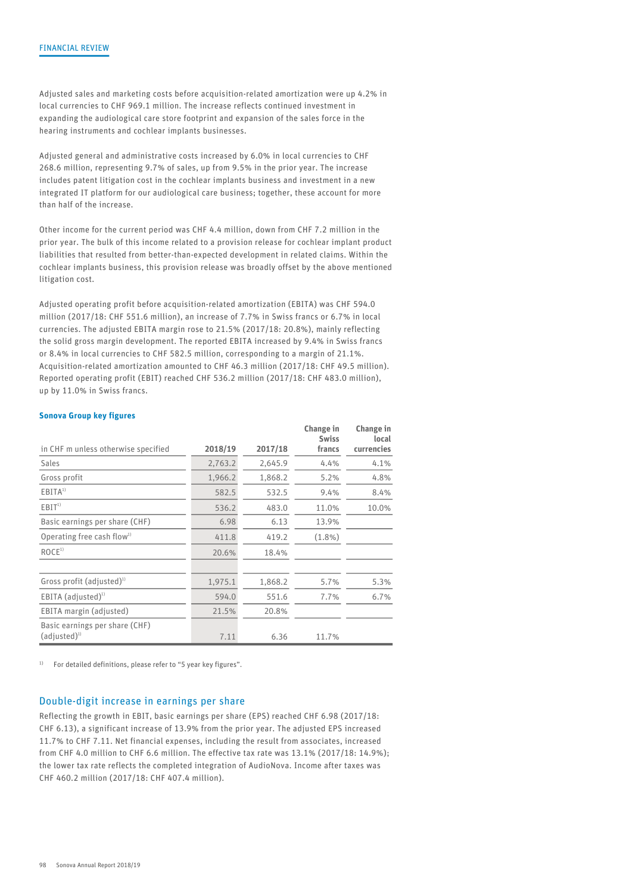Adjusted sales and marketing costs before acquisition-related amortization were up 4.2% in local currencies to CHF 969.1 million. The increase reflects continued investment in expanding the audiological care store footprint and expansion of the sales force in the hearing instruments and cochlear implants businesses.

Adjusted general and administrative costs increased by 6.0% in local currencies to CHF 268.6 million, representing 9.7% of sales, up from 9.5% in the prior year. The increase includes patent litigation cost in the cochlear implants business and investment in a new integrated IT platform for our audiological care business; together, these account for more than half of the increase.

Other income for the current period was CHF 4.4 million, down from CHF 7.2 million in the prior year. The bulk of this income related to a provision release for cochlear implant product liabilities that resulted from better-than-expected development in related claims. Within the cochlear implants business, this provision release was broadly offset by the above mentioned litigation cost.

Adjusted operating profit before acquisition-related amortization (EBITA) was CHF 594.0 million (2017/18: CHF 551.6 million), an increase of 7.7% in Swiss francs or 6.7% in local currencies. The adjusted EBITA margin rose to 21.5% (2017/18: 20.8%), mainly reflecting the solid gross margin development. The reported EBITA increased by 9.4% in Swiss francs or 8.4% in local currencies to CHF 582.5 million, corresponding to a margin of 21.1%. Acquisition-related amortization amounted to CHF 46.3 million (2017/18: CHF 49.5 million). Reported operating profit (EBIT) reached CHF 536.2 million (2017/18: CHF 483.0 million), up by 11.0% in Swiss francs.

**Sonova Group key figures**

| in CHF m unless otherwise specified | 2018/19 | 2017/18 | Change in Swiss francs | Change in local currencies |
|---|---|---|---|---|
| Sales | 2,763.2 | 2,645.9 | 4.4% | 4.1% |
| Gross profit | 1,966.2 | 1,868.2 | 5.2% | 4.8% |
| EBITA[1] | 582.5 | 532.5 | 9.4% | 8.4% |
| EBIT[1] | 536.2 | 483.0 | 11.0% | 10.0% |
| Basic earnings per share (CHF) | 6.98 | 6.13 | 13.9% | |
| Operating free cash flow[1] | 411.8 | 419.2 | (1.8%) | |
| ROCE[1] | 20.6% | 18.4% | | |
| | | | | |
| Gross profit (adjusted)[1] | 1,975.1 | 1,868.2 | 5.7% | 5.3% |
| EBITA (adjusted)[1] | 594.0 | 551.6 | 7.7% | 6.7% |
| EBITA margin (adjusted) | 21.5% | 20.8% | | |
| Basic earnings per share (CHF) (adjusted)[1] | 7.11 | 6.36 | 11.7% | |

[1] For detailed definitions, please refer to "5 year key figures".

## Double-digit increase in earnings per share

Reflecting the growth in EBIT, basic earnings per share (EPS) reached CHF 6.98 (2017/18: CHF 6.13), a significant increase of 13.9% from the prior year. The adjusted EPS increased 11.7% to CHF 7.11. Net financial expenses, including the result from associates, increased from CHF 4.0 million to CHF 6.6 million. The effective tax rate was 13.1% (2017/18: 14.9%); the lower tax rate reflects the completed integration of AudioNova. Income after taxes was CHF 460.2 million (2017/18: CHF 407.4 million).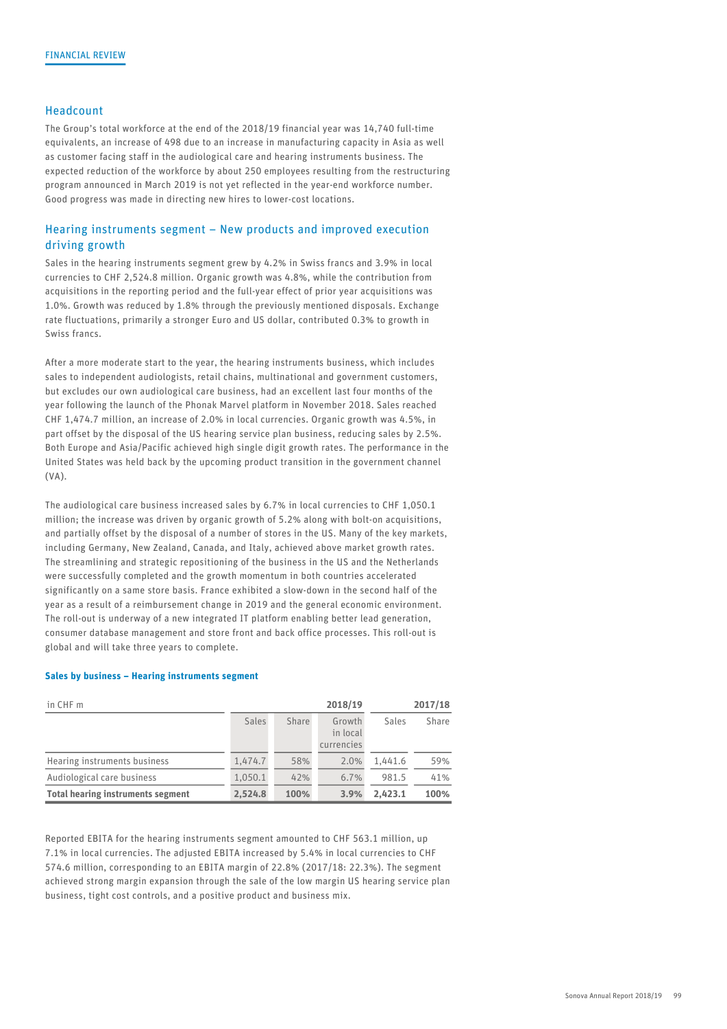## Headcount

The Group's total workforce at the end of the 2018/19 financial year was 14,740 full-time equivalents, an increase of 498 due to an increase in manufacturing capacity in Asia as well as customer facing staff in the audiological care and hearing instruments business. The expected reduction of the workforce by about 250 employees resulting from the restructuring program announced in March 2019 is not yet reflected in the year-end workforce number. Good progress was made in directing new hires to lower-cost locations.

## Hearing instruments segment – New products and improved execution driving growth

Sales in the hearing instruments segment grew by 4.2% in Swiss francs and 3.9% in local currencies to CHF 2,524.8 million. Organic growth was 4.8%, while the contribution from acquisitions in the reporting period and the full-year effect of prior year acquisitions was 1.0%. Growth was reduced by 1.8% through the previously mentioned disposals. Exchange rate fluctuations, primarily a stronger Euro and US dollar, contributed 0.3% to growth in Swiss francs.

After a more moderate start to the year, the hearing instruments business, which includes sales to independent audiologists, retail chains, multinational and government customers, but excludes our own audiological care business, had an excellent last four months of the year following the launch of the Phonak Marvel platform in November 2018. Sales reached CHF 1,474.7 million, an increase of 2.0% in local currencies. Organic growth was 4.5%, in part offset by the disposal of the US hearing service plan business, reducing sales by 2.5%. Both Europe and Asia/Pacific achieved high single digit growth rates. The performance in the United States was held back by the upcoming product transition in the government channel (VA).

The audiological care business increased sales by 6.7% in local currencies to CHF 1,050.1 million; the increase was driven by organic growth of 5.2% along with bolt-on acquisitions, and partially offset by the disposal of a number of stores in the US. Many of the key markets, including Germany, New Zealand, Canada, and Italy, achieved above market growth rates. The streamlining and strategic repositioning of the business in the US and the Netherlands were successfully completed and the growth momentum in both countries accelerated significantly on a same store basis. France exhibited a slow-down in the second half of the year as a result of a reimbursement change in 2019 and the general economic environment. The roll-out is underway of a new integrated IT platform enabling better lead generation, consumer database management and store front and back office processes. This roll-out is global and will take three years to complete.

**Sales by business – Hearing instruments segment**

| in CHF m | 2018/19 | | | 2017/18 | |
|---|---|---|---|---|---|
| | Sales | Share | Growth in local currencies | Sales | Share |
| Hearing instruments business | 1,474.7 | 58% | 2.0% | 1,441.6 | 59% |
| Audiological care business | 1,050.1 | 42% | 6.7% | 981.5 | 41% |
| **Total hearing instruments segment** | **2,524.8** | **100%** | **3.9%** | **2,423.1** | **100%** |

Reported EBITA for the hearing instruments segment amounted to CHF 563.1 million, up 7.1% in local currencies. The adjusted EBITA increased by 5.4% in local currencies to CHF 574.6 million, corresponding to an EBITA margin of 22.8% (2017/18: 22.3%). The segment achieved strong margin expansion through the sale of the low margin US hearing service plan business, tight cost controls, and a positive product and business mix.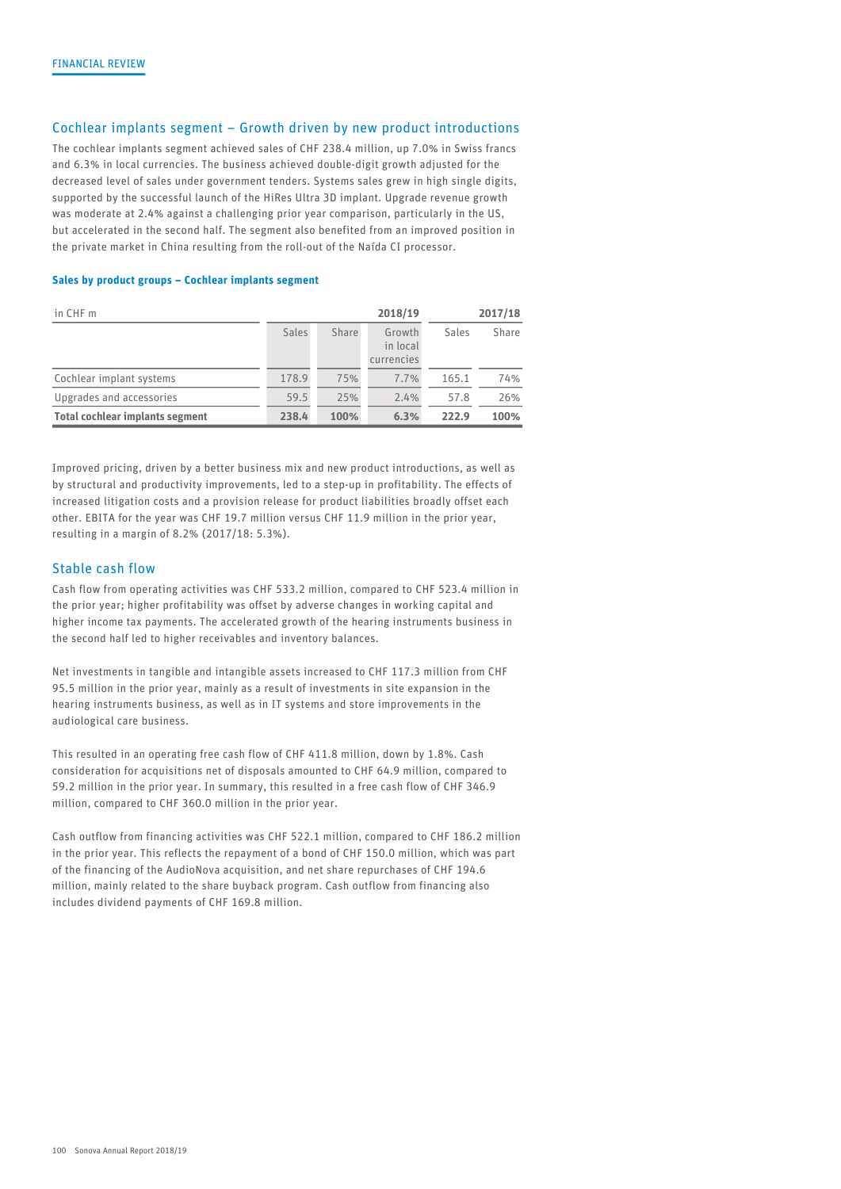## Cochlear implants segment – Growth driven by new product introductions

The cochlear implants segment achieved sales of CHF 238.4 million, up 7.0% in Swiss francs and 6.3% in local currencies. The business achieved double-digit growth adjusted for the decreased level of sales under government tenders. Systems sales grew in high single digits, supported by the successful launch of the HiRes Ultra 3D implant. Upgrade revenue growth was moderate at 2.4% against a challenging prior year comparison, particularly in the US, but accelerated in the second half. The segment also benefited from an improved position in the private market in China resulting from the roll-out of the Naída CI processor.

**Sales by product groups – Cochlear implants segment**

| in CHF m | 2018/19 | | | 2017/18 | |
|---|---|---|---|---|---|
| | Sales | Share | Growth in local currencies | Sales | Share |
| Cochlear implant systems | 178.9 | 75% | 7.7% | 165.1 | 74% |
| Upgrades and accessories | 59.5 | 25% | 2.4% | 57.8 | 26% |
| **Total cochlear implants segment** | **238.4** | **100%** | **6.3%** | **222.9** | **100%** |

Improved pricing, driven by a better business mix and new product introductions, as well as by structural and productivity improvements, led to a step-up in profitability. The effects of increased litigation costs and a provision release for product liabilities broadly offset each other. EBITA for the year was CHF 19.7 million versus CHF 11.9 million in the prior year, resulting in a margin of 8.2% (2017/18: 5.3%).

## Stable cash flow

Cash flow from operating activities was CHF 533.2 million, compared to CHF 523.4 million in the prior year; higher profitability was offset by adverse changes in working capital and higher income tax payments. The accelerated growth of the hearing instruments business in the second half led to higher receivables and inventory balances.

Net investments in tangible and intangible assets increased to CHF 117.3 million from CHF 95.5 million in the prior year, mainly as a result of investments in site expansion in the hearing instruments business, as well as in IT systems and store improvements in the audiological care business.

This resulted in an operating free cash flow of CHF 411.8 million, down by 1.8%. Cash consideration for acquisitions net of disposals amounted to CHF 64.9 million, compared to 59.2 million in the prior year. In summary, this resulted in a free cash flow of CHF 346.9 million, compared to CHF 360.0 million in the prior year.

Cash outflow from financing activities was CHF 522.1 million, compared to CHF 186.2 million in the prior year. This reflects the repayment of a bond of CHF 150.0 million, which was part of the financing of the AudioNova acquisition, and net share repurchases of CHF 194.6 million, mainly related to the share buyback program. Cash outflow from financing also includes dividend payments of CHF 169.8 million.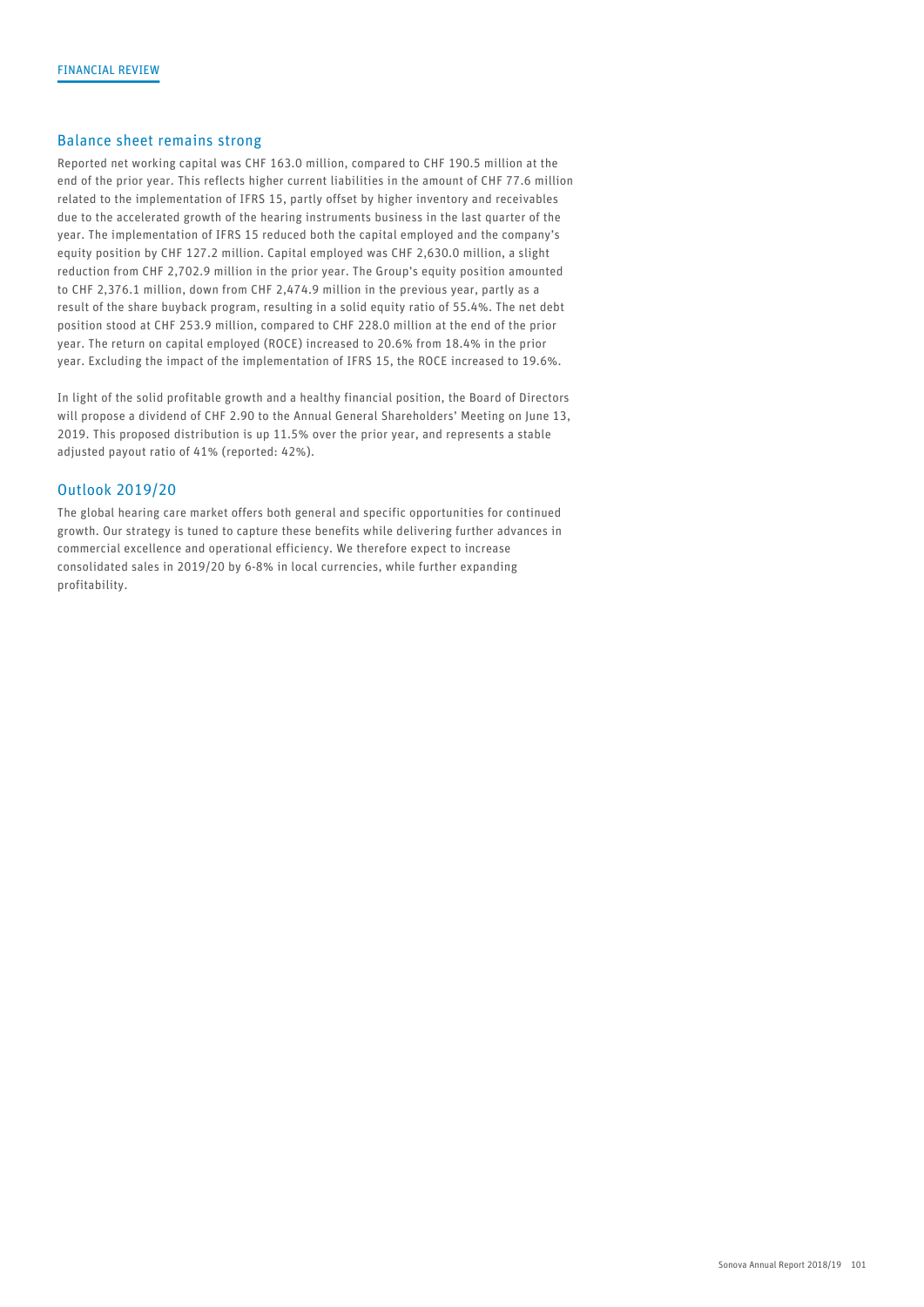## Balance sheet remains strong

Reported net working capital was CHF 163.0 million, compared to CHF 190.5 million at the end of the prior year. This reflects higher current liabilities in the amount of CHF 77.6 million related to the implementation of IFRS 15, partly offset by higher inventory and receivables due to the accelerated growth of the hearing instruments business in the last quarter of the year. The implementation of IFRS 15 reduced both the capital employed and the company's equity position by CHF 127.2 million. Capital employed was CHF 2,630.0 million, a slight reduction from CHF 2,702.9 million in the prior year. The Group's equity position amounted to CHF 2,376.1 million, down from CHF 2,474.9 million in the previous year, partly as a result of the share buyback program, resulting in a solid equity ratio of 55.4%. The net debt position stood at CHF 253.9 million, compared to CHF 228.0 million at the end of the prior year. The return on capital employed (ROCE) increased to 20.6% from 18.4% in the prior year. Excluding the impact of the implementation of IFRS 15, the ROCE increased to 19.6%.

In light of the solid profitable growth and a healthy financial position, the Board of Directors will propose a dividend of CHF 2.90 to the Annual General Shareholders' Meeting on June 13, 2019. This proposed distribution is up 11.5% over the prior year, and represents a stable adjusted payout ratio of 41% (reported: 42%).

## Outlook 2019/20

The global hearing care market offers both general and specific opportunities for continued growth. Our strategy is tuned to capture these benefits while delivering further advances in commercial excellence and operational efficiency. We therefore expect to increase consolidated sales in 2019/20 by 6-8% in local currencies, while further expanding profitability.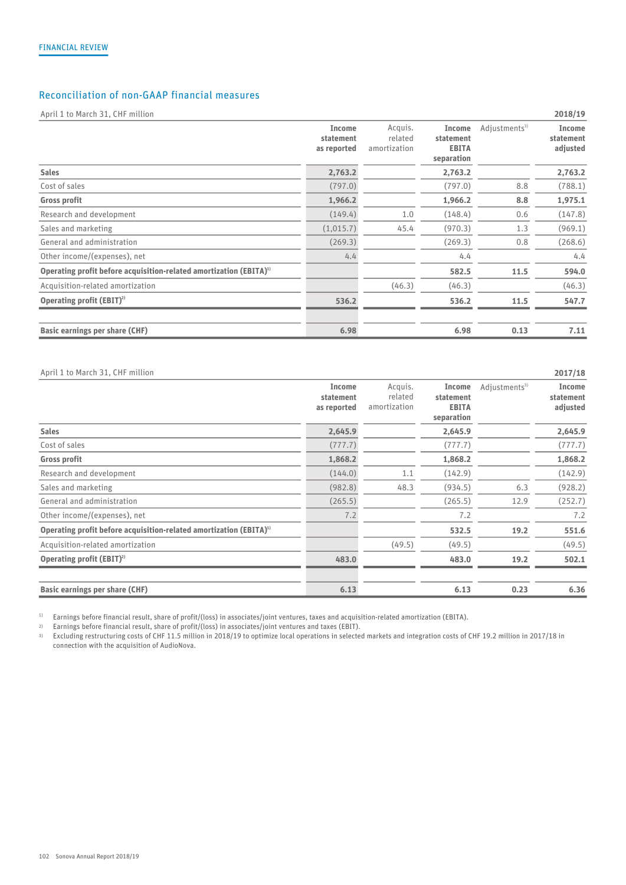FINANCIAL REVIEW

## Reconciliation of non-GAAP financial measures

| April 1 to March 31, CHF million | | | | | 2018/19 |
|---|---|---|---|---|---|
| | **Income statement as reported** | Acquis. related amortization | **Income statement EBITA separation** | Adjustments[3] | **Income statement adjusted** |
| **Sales** | **2,763.2** | | **2,763.2** | | **2,763.2** |
| Cost of sales | (797.0) | | (797.0) | 8.8 | (788.1) |
| **Gross profit** | **1,966.2** | | **1,966.2** | **8.8** | **1,975.1** |
| Research and development | (149.4) | 1.0 | (148.4) | 0.6 | (147.8) |
| Sales and marketing | (1,015.7) | 45.4 | (970.3) | 1.3 | (969.1) |
| General and administration | (269.3) | | (269.3) | 0.8 | (268.6) |
| Other income/(expenses), net | 4.4 | | 4.4 | | 4.4 |
| **Operating profit before acquisition-related amortization (EBITA)[1]** | | | **582.5** | **11.5** | **594.0** |
| Acquisition-related amortization | | (46.3) | (46.3) | | (46.3) |
| **Operating profit (EBIT)[2]** | **536.2** | | **536.2** | **11.5** | **547.7** |
| | | | | | |
| **Basic earnings per share (CHF)** | **6.98** | | **6.98** | **0.13** | **7.11** |

| April 1 to March 31, CHF million | | | | | 2017/18 |
|---|---|---|---|---|---|
| | **Income statement as reported** | Acquis. related amortization | **Income statement EBITA separation** | Adjustments[3] | **Income statement adjusted** |
| **Sales** | **2,645.9** | | **2,645.9** | | **2,645.9** |
| Cost of sales | (777.7) | | (777.7) | | (777.7) |
| **Gross profit** | **1,868.2** | | **1,868.2** | | **1,868.2** |
| Research and development | (144.0) | 1.1 | (142.9) | | (142.9) |
| Sales and marketing | (982.8) | 48.3 | (934.5) | 6.3 | (928.2) |
| General and administration | (265.5) | | (265.5) | 12.9 | (252.7) |
| Other income/(expenses), net | 7.2 | | 7.2 | | 7.2 |
| **Operating profit before acquisition-related amortization (EBITA)[1]** | | | **532.5** | **19.2** | **551.6** |
| Acquisition-related amortization | | (49.5) | (49.5) | | (49.5) |
| **Operating profit (EBIT)[2]** | **483.0** | | **483.0** | **19.2** | **502.1** |
| | | | | | |
| **Basic earnings per share (CHF)** | **6.13** | | **6.13** | **0.23** | **6.36** |

[1] Earnings before financial result, share of profit/(loss) in associates/joint ventures, taxes and acquisition-related amortization (EBITA).
[2] Earnings before financial result, share of profit/(loss) in associates/joint ventures and taxes (EBIT).
[3] Excluding restructuring costs of CHF 11.5 million in 2018/19 to optimize local operations in selected markets and integration costs of CHF 19.2 million in 2017/18 in connection with the acquisition of AudioNova.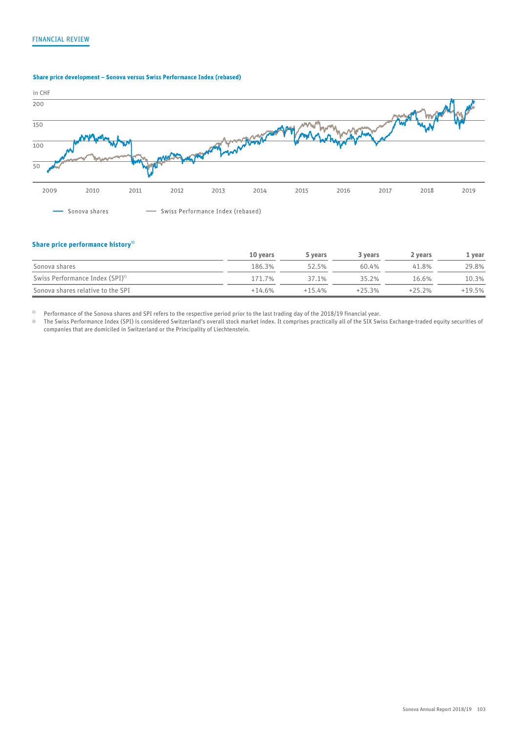### Share price development – Sonova versus Swiss Performance Index (rebased)

in CHF

200

150

100

50

2009 2010 2011 2012 2013 2014 2015 2016 2017 2018 2019

Sonova shares

Swiss Performance Index (rebased)

### Share price performance history[1]

| | 10 years | 5 years | 3 years | 2 years | 1 year |
|---|---|---|---|---|---|
| Sonova shares | 186.3% | 52.5% | 60.4% | 41.8% | 29.8% |
| Swiss Performance Index (SPI)[2] | 171.7% | 37.1% | 35.2% | 16.6% | 10.3% |
| Sonova shares relative to the SPI | +14.6% | +15.4% | +25.3% | +25.2% | +19.5% |

1) Performance of the Sonova shares and SPI refers to the respective period prior to the last trading day of the 2018/19 financial year.

2) The Swiss Performance Index (SPI) is considered Switzerland's overall stock market index. It comprises practically all of the SIX Swiss Exchange-traded equity securities of companies that are domiciled in Switzerland or the Principality of Liechtenstein.